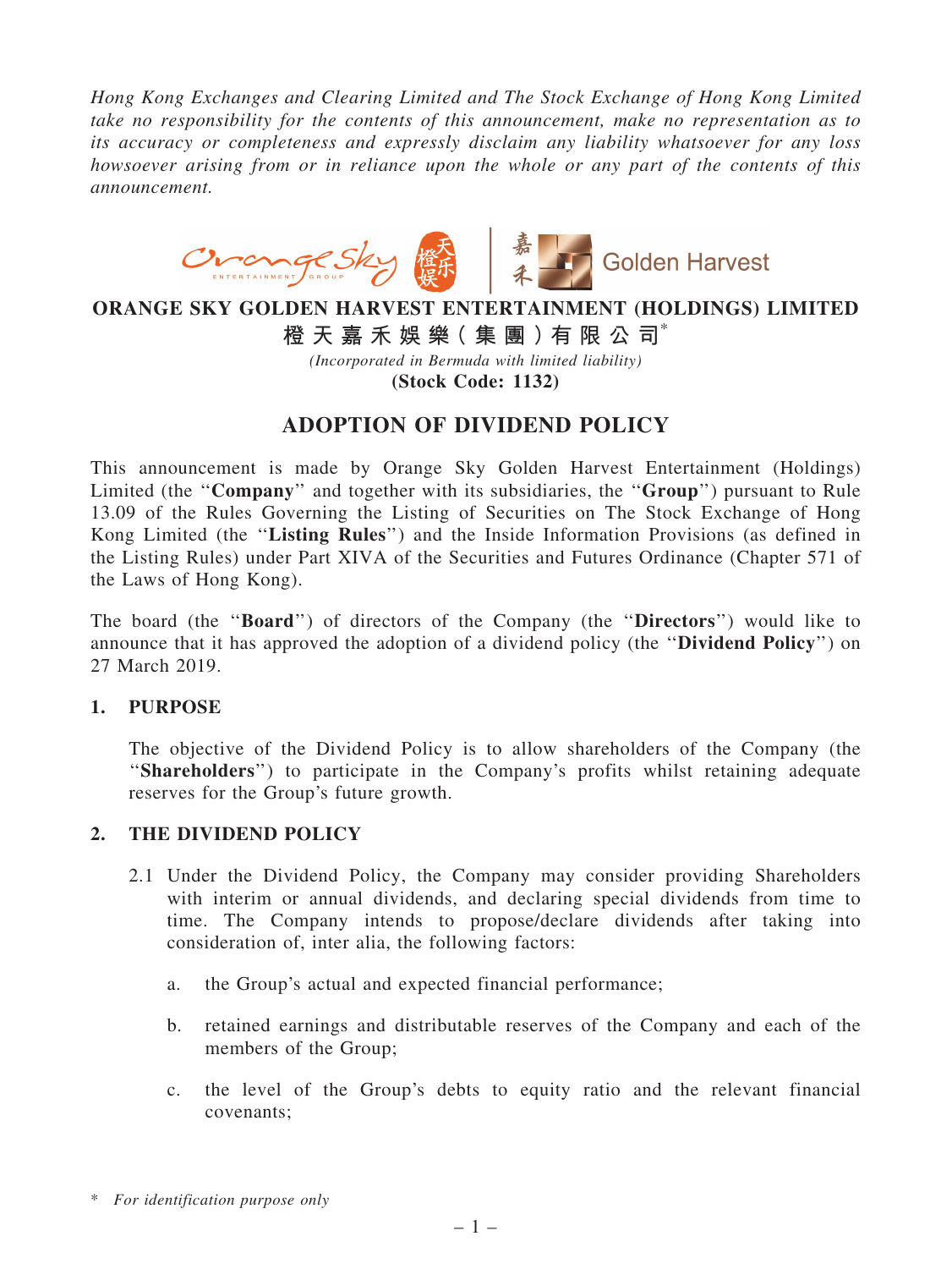*Hong Kong Exchanges and Clearing Limited and The Stock Exchange of Hong Kong Limited take no responsibility for the contents of this announcement, make no representation as to its accuracy or completeness and expressly disclaim any liability whatsoever for any loss howsoever arising from or in reliance upon the whole or any part of the contents of this announcement.*

**ORANGE SKY GOLDEN HARVEST ENTERTAINMENT (HOLDINGS) LIMITED**

**橙天嘉禾娛樂(集團)有限公司***

*(Incorporated in Bermuda with limited liability)*

**(Stock Code: 1132)**

# ADOPTION OF DIVIDEND POLICY

This announcement is made by Orange Sky Golden Harvest Entertainment (Holdings) Limited (the "**Company**" and together with its subsidiaries, the "**Group**") pursuant to Rule 13.09 of the Rules Governing the Listing of Securities on The Stock Exchange of Hong Kong Limited (the "**Listing Rules**") and the Inside Information Provisions (as defined in the Listing Rules) under Part XIVA of the Securities and Futures Ordinance (Chapter 571 of the Laws of Hong Kong).

The board (the "**Board**") of directors of the Company (the "**Directors**") would like to announce that it has approved the adoption of a dividend policy (the "**Dividend Policy**") on 27 March 2019.

## 1. PURPOSE

The objective of the Dividend Policy is to allow shareholders of the Company (the "**Shareholders**") to participate in the Company's profits whilst retaining adequate reserves for the Group's future growth.

## 2. THE DIVIDEND POLICY

2.1 Under the Dividend Policy, the Company may consider providing Shareholders with interim or annual dividends, and declaring special dividends from time to time. The Company intends to propose/declare dividends after taking into consideration of, inter alia, the following factors:

a. the Group's actual and expected financial performance;

b. retained earnings and distributable reserves of the Company and each of the members of the Group;

c. the level of the Group's debts to equity ratio and the relevant financial covenants;

* *For identification purpose only*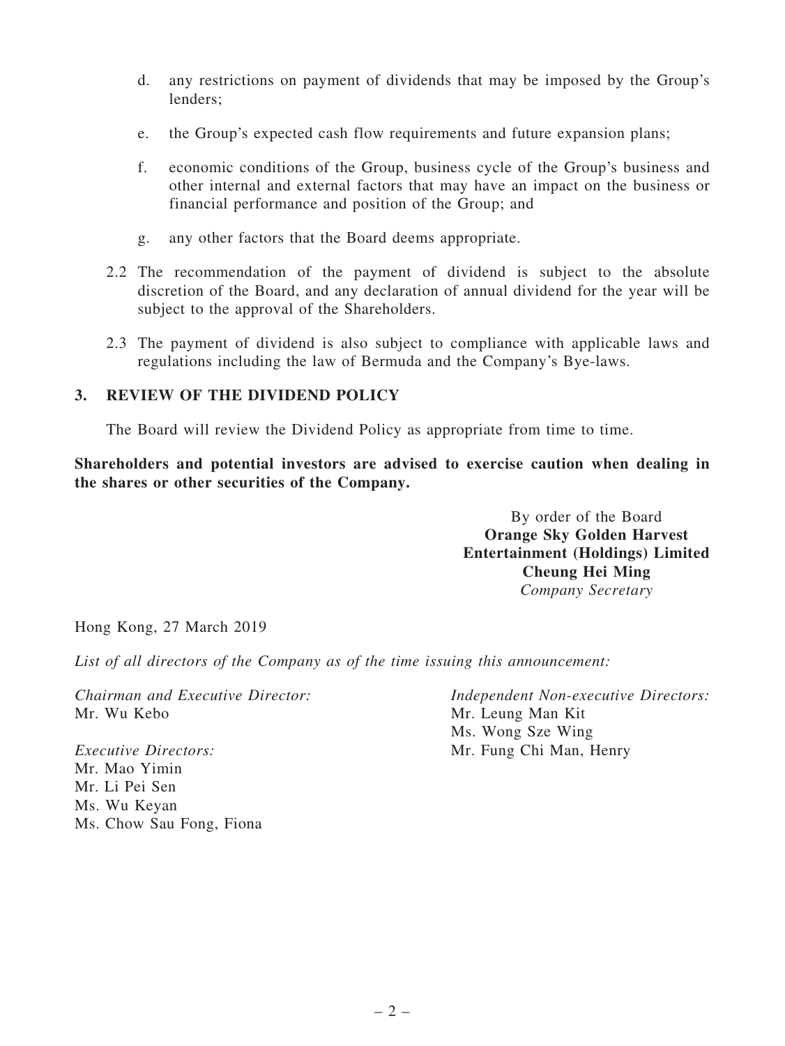d. any restrictions on payment of dividends that may be imposed by the Group's lenders;

e. the Group's expected cash flow requirements and future expansion plans;

f. economic conditions of the Group, business cycle of the Group's business and other internal and external factors that may have an impact on the business or financial performance and position of the Group; and

g. any other factors that the Board deems appropriate.

2.2 The recommendation of the payment of dividend is subject to the absolute discretion of the Board, and any declaration of annual dividend for the year will be subject to the approval of the Shareholders.

2.3 The payment of dividend is also subject to compliance with applicable laws and regulations including the law of Bermuda and the Company's Bye-laws.

## 3. REVIEW OF THE DIVIDEND POLICY

The Board will review the Dividend Policy as appropriate from time to time.

**Shareholders and potential investors are advised to exercise caution when dealing in the shares or other securities of the Company.**

By order of the Board
**Orange Sky Golden Harvest Entertainment (Holdings) Limited**
**Cheung Hei Ming**
*Company Secretary*

Hong Kong, 27 March 2019

*List of all directors of the Company as of the time issuing this announcement:*

*Chairman and Executive Director:*
Mr. Wu Kebo

*Executive Directors:*
Mr. Mao Yimin
Mr. Li Pei Sen
Ms. Wu Keyan
Ms. Chow Sau Fong, Fiona

*Independent Non-executive Directors:*
Mr. Leung Man Kit
Ms. Wong Sze Wing
Mr. Fung Chi Man, Henry